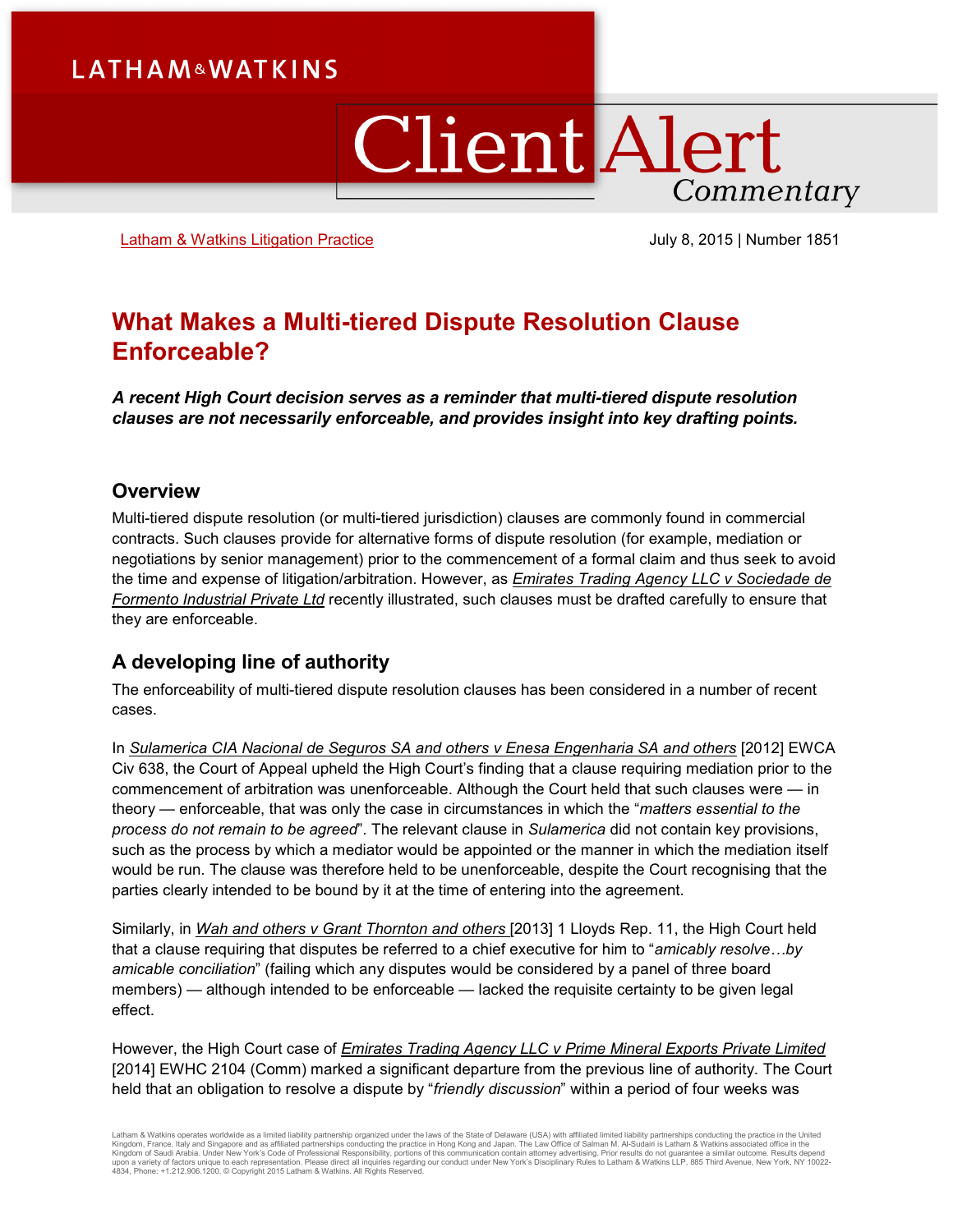LATHAM & WATKINS

# Client Alert Commentary

Latham & Watkins Litigation Practice

July 8, 2015 | Number 1851

## What Makes a Multi-tiered Dispute Resolution Clause Enforceable?

***A recent High Court decision serves as a reminder that multi-tiered dispute resolution clauses are not necessarily enforceable, and provides insight into key drafting points.***

### Overview

Multi-tiered dispute resolution (or multi-tiered jurisdiction) clauses are commonly found in commercial contracts. Such clauses provide for alternative forms of dispute resolution (for example, mediation or negotiations by senior management) prior to the commencement of a formal claim and thus seek to avoid the time and expense of litigation/arbitration. However, as *Emirates Trading Agency LLC v Sociedade de Formento Industrial Private Ltd* recently illustrated, such clauses must be drafted carefully to ensure that they are enforceable.

### A developing line of authority

The enforceability of multi-tiered dispute resolution clauses has been considered in a number of recent cases.

In *Sulamerica CIA Nacional de Seguros SA and others v Enesa Engenharia SA and others* [2012] EWCA Civ 638, the Court of Appeal upheld the High Court's finding that a clause requiring mediation prior to the commencement of arbitration was unenforceable. Although the Court held that such clauses were — in theory — enforceable, that was only the case in circumstances in which the "*matters essential to the process do not remain to be agreed*". The relevant clause in *Sulamerica* did not contain key provisions, such as the process by which a mediator would be appointed or the manner in which the mediation itself would be run. The clause was therefore held to be unenforceable, despite the Court recognising that the parties clearly intended to be bound by it at the time of entering into the agreement.

Similarly, in *Wah and others v Grant Thornton and others* [2013] 1 Lloyds Rep. 11, the High Court held that a clause requiring that disputes be referred to a chief executive for him to "*amicably resolve…by amicable conciliation*" (failing which any disputes would be considered by a panel of three board members) — although intended to be enforceable — lacked the requisite certainty to be given legal effect.

However, the High Court case of *Emirates Trading Agency LLC v Prime Mineral Exports Private Limited* [2014] EWHC 2104 (Comm) marked a significant departure from the previous line of authority. The Court held that an obligation to resolve a dispute by "*friendly discussion*" within a period of four weeks was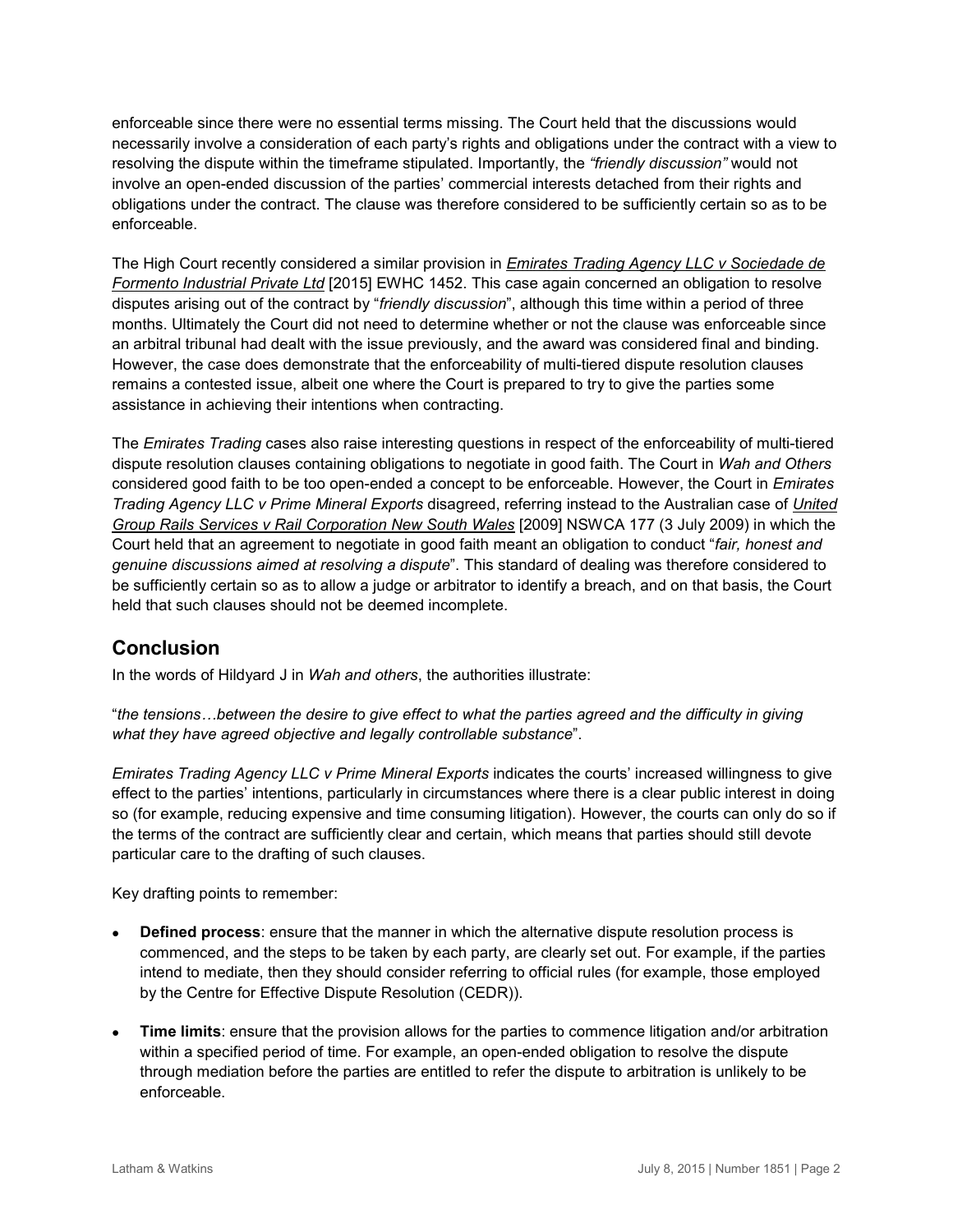enforceable since there were no essential terms missing. The Court held that the discussions would necessarily involve a consideration of each party's rights and obligations under the contract with a view to resolving the dispute within the timeframe stipulated. Importantly, the *"friendly discussion"* would not involve an open-ended discussion of the parties' commercial interests detached from their rights and obligations under the contract. The clause was therefore considered to be sufficiently certain so as to be enforceable.

The High Court recently considered a similar provision in ***Emirates Trading Agency LLC v Sociedade de Formento Industrial Private Ltd*** [2015] EWHC 1452. This case again concerned an obligation to resolve disputes arising out of the contract by "*friendly discussion*", although this time within a period of three months. Ultimately the Court did not need to determine whether or not the clause was enforceable since an arbitral tribunal had dealt with the issue previously, and the award was considered final and binding. However, the case does demonstrate that the enforceability of multi-tiered dispute resolution clauses remains a contested issue, albeit one where the Court is prepared to try to give the parties some assistance in achieving their intentions when contracting.

The *Emirates Trading* cases also raise interesting questions in respect of the enforceability of multi-tiered dispute resolution clauses containing obligations to negotiate in good faith. The Court in *Wah and Others* considered good faith to be too open-ended a concept to be enforceable. However, the Court in *Emirates Trading Agency LLC v Prime Mineral Exports* disagreed, referring instead to the Australian case of *United Group Rails Services v Rail Corporation New South Wales* [2009] NSWCA 177 (3 July 2009) in which the Court held that an agreement to negotiate in good faith meant an obligation to conduct "*fair, honest and genuine discussions aimed at resolving a dispute*". This standard of dealing was therefore considered to be sufficiently certain so as to allow a judge or arbitrator to identify a breach, and on that basis, the Court held that such clauses should not be deemed incomplete.

## Conclusion

In the words of Hildyard J in *Wah and others*, the authorities illustrate:

"*the tensions…between the desire to give effect to what the parties agreed and the difficulty in giving what they have agreed objective and legally controllable substance*".

*Emirates Trading Agency LLC v Prime Mineral Exports* indicates the courts' increased willingness to give effect to the parties' intentions, particularly in circumstances where there is a clear public interest in doing so (for example, reducing expensive and time consuming litigation). However, the courts can only do so if the terms of the contract are sufficiently clear and certain, which means that parties should still devote particular care to the drafting of such clauses.

Key drafting points to remember:

- **Defined process**: ensure that the manner in which the alternative dispute resolution process is commenced, and the steps to be taken by each party, are clearly set out. For example, if the parties intend to mediate, then they should consider referring to official rules (for example, those employed by the Centre for Effective Dispute Resolution (CEDR)).
- **Time limits**: ensure that the provision allows for the parties to commence litigation and/or arbitration within a specified period of time. For example, an open-ended obligation to resolve the dispute through mediation before the parties are entitled to refer the dispute to arbitration is unlikely to be enforceable.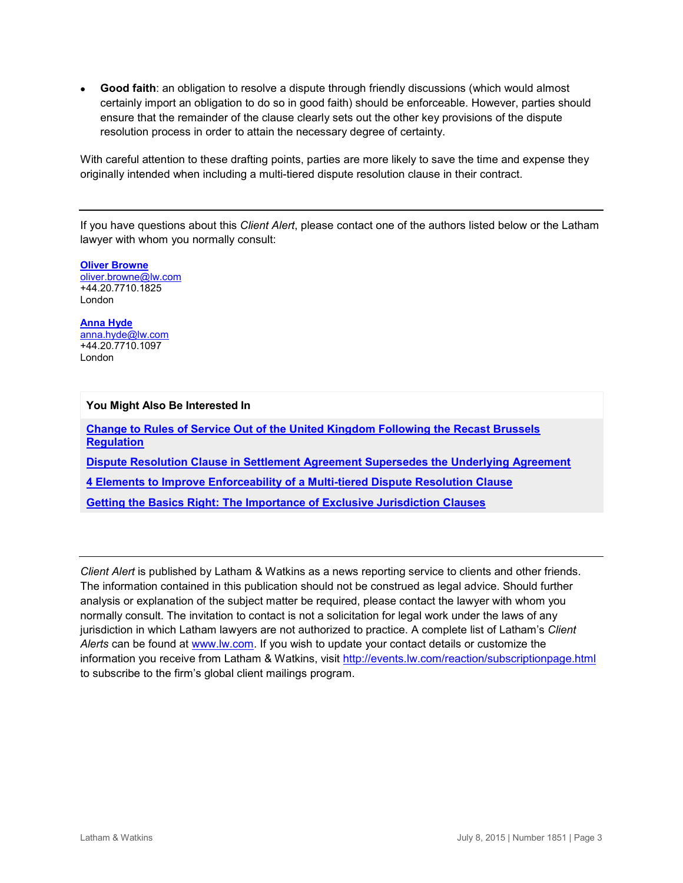- **Good faith**: an obligation to resolve a dispute through friendly discussions (which would almost certainly import an obligation to do so in good faith) should be enforceable. However, parties should ensure that the remainder of the clause clearly sets out the other key provisions of the dispute resolution process in order to attain the necessary degree of certainty.

With careful attention to these drafting points, parties are more likely to save the time and expense they originally intended when including a multi-tiered dispute resolution clause in their contract.

---

If you have questions about this *Client Alert*, please contact one of the authors listed below or the Latham lawyer with whom you normally consult:

**Oliver Browne**
oliver.browne@lw.com
+44.20.7710.1825
London

**Anna Hyde**
anna.hyde@lw.com
+44.20.7710.1097
London

**You Might Also Be Interested In**

**Change to Rules of Service Out of the United Kingdom Following the Recast Brussels Regulation**

**Dispute Resolution Clause in Settlement Agreement Supersedes the Underlying Agreement**

**4 Elements to Improve Enforceability of a Multi-tiered Dispute Resolution Clause**

**Getting the Basics Right: The Importance of Exclusive Jurisdiction Clauses**

---

*Client Alert* is published by Latham & Watkins as a news reporting service to clients and other friends. The information contained in this publication should not be construed as legal advice. Should further analysis or explanation of the subject matter be required, please contact the lawyer with whom you normally consult. The invitation to contact is not a solicitation for legal work under the laws of any jurisdiction in which Latham lawyers are not authorized to practice. A complete list of Latham's *Client Alerts* can be found at www.lw.com. If you wish to update your contact details or customize the information you receive from Latham & Watkins, visit http://events.lw.com/reaction/subscriptionpage.html to subscribe to the firm's global client mailings program.